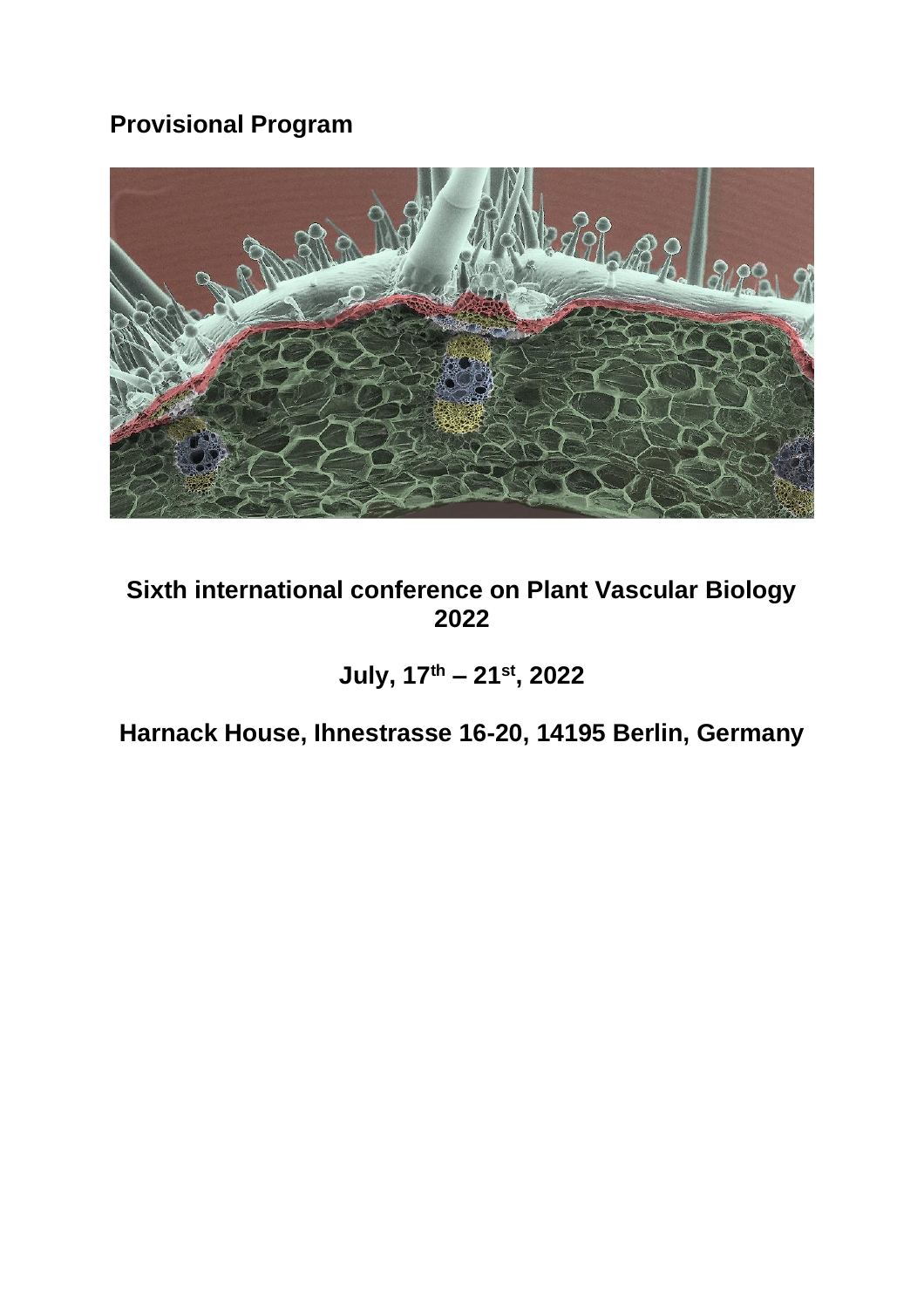**Provisional Program**

# Sixth international conference on Plant Vascular Biology 2022

## July, 17th – 21st, 2022

## Harnack House, Ihnestrasse 16-20, 14195 Berlin, Germany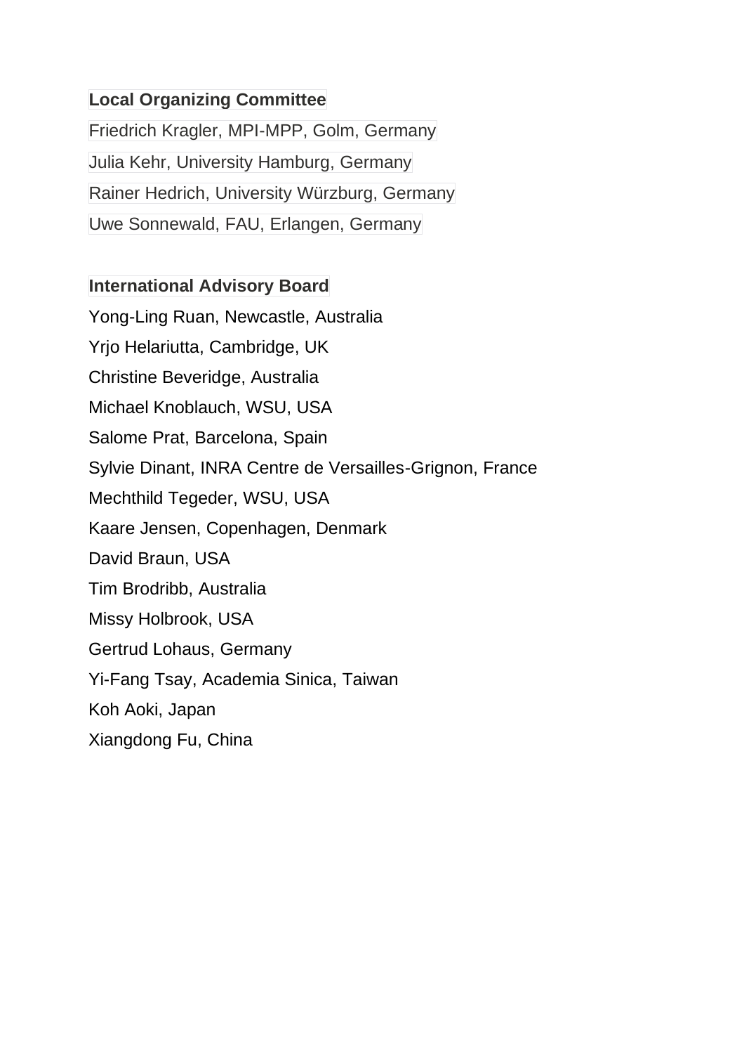**Local Organizing Committee**

Friedrich Kragler, MPI-MPP, Golm, Germany

Julia Kehr, University Hamburg, Germany

Rainer Hedrich, University Würzburg, Germany

Uwe Sonnewald, FAU, Erlangen, Germany

**International Advisory Board**

Yong-Ling Ruan, Newcastle, Australia

Yrjo Helariutta, Cambridge, UK

Christine Beveridge, Australia

Michael Knoblauch, WSU, USA

Salome Prat, Barcelona, Spain

Sylvie Dinant, INRA Centre de Versailles-Grignon, France

Mechthild Tegeder, WSU, USA

Kaare Jensen, Copenhagen, Denmark

David Braun, USA

Tim Brodribb, Australia

Missy Holbrook, USA

Gertrud Lohaus, Germany

Yi-Fang Tsay, Academia Sinica, Taiwan

Koh Aoki, Japan

Xiangdong Fu, China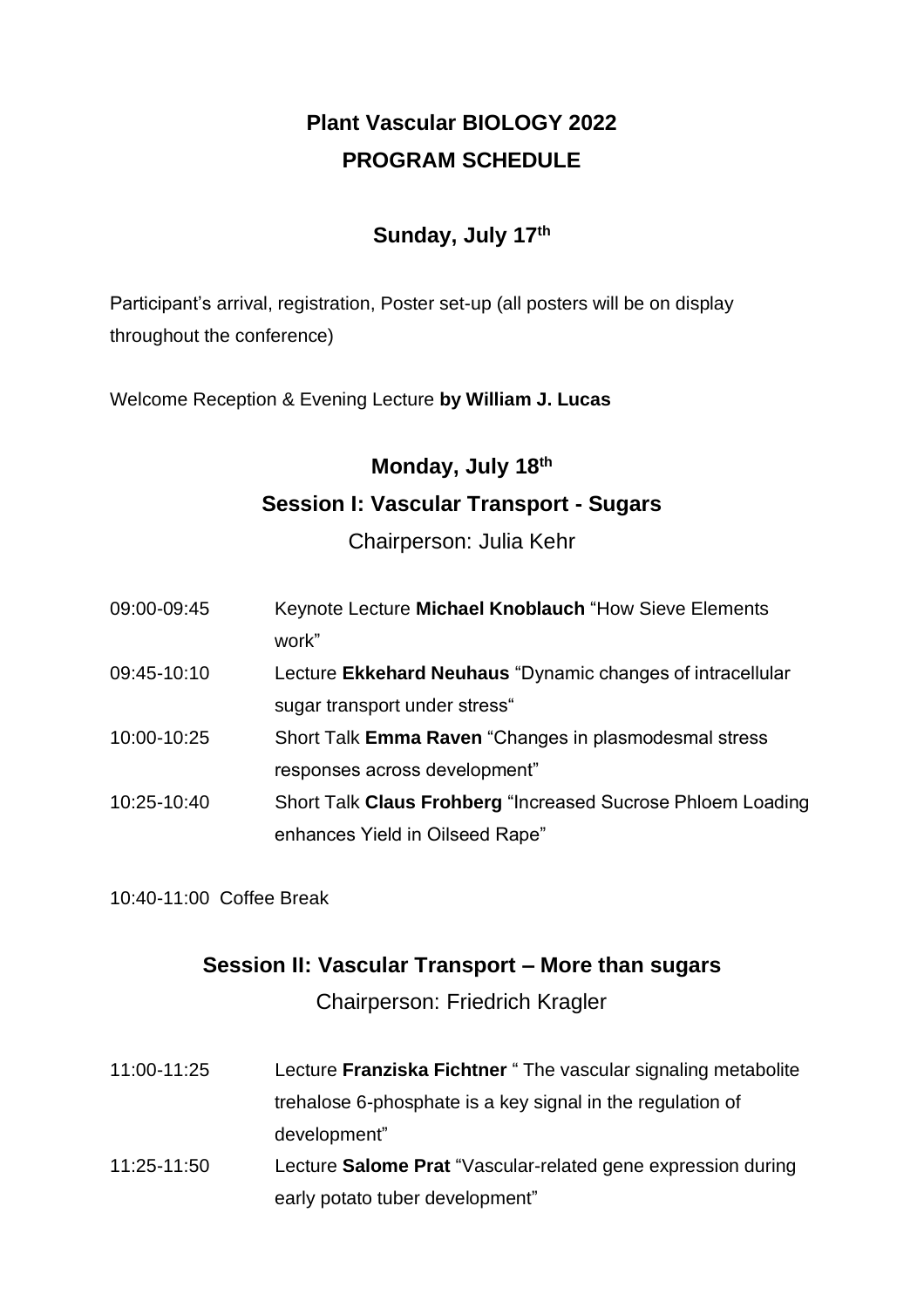# Plant Vascular BIOLOGY 2022
# PROGRAM SCHEDULE

## Sunday, July 17th

Participant's arrival, registration, Poster set-up (all posters will be on display throughout the conference)

Welcome Reception & Evening Lecture **by William J. Lucas**

## Monday, July 18th

## Session I: Vascular Transport - Sugars

Chairperson: Julia Kehr

| | |
|---|---|
| 09:00-09:45 | Keynote Lecture **Michael Knoblauch** "How Sieve Elements work" |
| 09:45-10:10 | Lecture **Ekkehard Neuhaus** "Dynamic changes of intracellular sugar transport under stress" |
| 10:00-10:25 | Short Talk **Emma Raven** "Changes in plasmodesmal stress responses across development" |
| 10:25-10:40 | Short Talk **Claus Frohberg** "Increased Sucrose Phloem Loading enhances Yield in Oilseed Rape" |

10:40-11:00 Coffee Break

## Session II: Vascular Transport – More than sugars

Chairperson: Friedrich Kragler

| | |
|---|---|
| 11:00-11:25 | Lecture **Franziska Fichtner** " The vascular signaling metabolite trehalose 6-phosphate is a key signal in the regulation of development" |
| 11:25-11:50 | Lecture **Salome Prat** "Vascular-related gene expression during early potato tuber development" |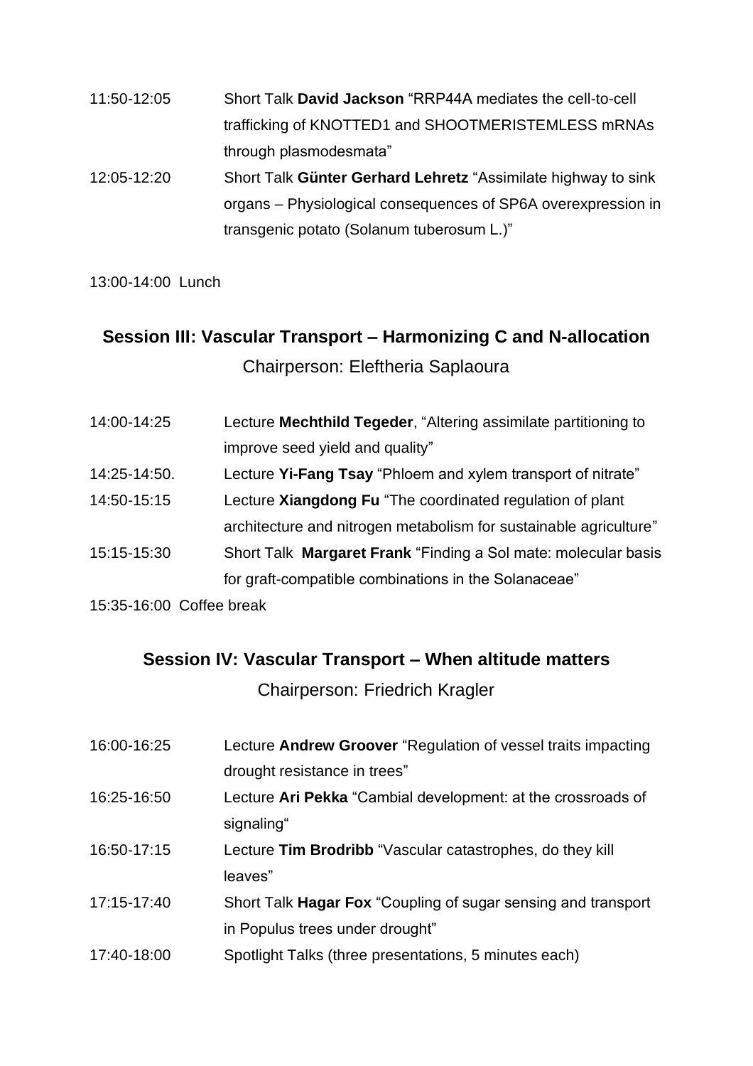11:50-12:05 Short Talk **David Jackson** “RRP44A mediates the cell-to-cell trafficking of KNOTTED1 and SHOOTMERISTEMLESS mRNAs through plasmodesmata”

12:05-12:20 Short Talk **Günter Gerhard Lehretz** “Assimilate highway to sink organs – Physiological consequences of SP6A overexpression in transgenic potato (Solanum tuberosum L.)”

13:00-14:00 Lunch

## Session III: Vascular Transport – Harmonizing C and N-allocation

Chairperson: Eleftheria Saplaoura

14:00-14:25 Lecture **Mechthild Tegeder**, “Altering assimilate partitioning to improve seed yield and quality”

14:25-14:50. Lecture **Yi-Fang Tsay** “Phloem and xylem transport of nitrate”

14:50-15:15 Lecture **Xiangdong Fu** “The coordinated regulation of plant architecture and nitrogen metabolism for sustainable agriculture”

15:15-15:30 Short Talk **Margaret Frank** “Finding a Sol mate: molecular basis for graft-compatible combinations in the Solanaceae”

15:35-16:00 Coffee break

## Session IV: Vascular Transport – When altitude matters

Chairperson: Friedrich Kragler

16:00-16:25 Lecture **Andrew Groover** “Regulation of vessel traits impacting drought resistance in trees”

16:25-16:50 Lecture **Ari Pekka** “Cambial development: at the crossroads of signaling“

16:50-17:15 Lecture **Tim Brodribb** “Vascular catastrophes, do they kill leaves”

17:15-17:40 Short Talk **Hagar Fox** “Coupling of sugar sensing and transport in Populus trees under drought”

17:40-18:00 Spotlight Talks (three presentations, 5 minutes each)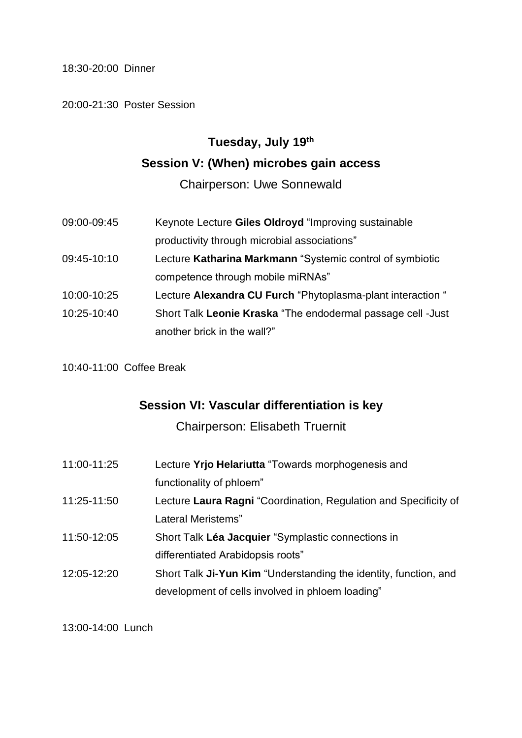18:30-20:00 Dinner

20:00-21:30 Poster Session

## Tuesday, July 19th

## Session V: (When) microbes gain access

Chairperson: Uwe Sonnewald

09:00-09:45 Keynote Lecture **Giles Oldroyd** "Improving sustainable productivity through microbial associations"

09:45-10:10 Lecture **Katharina Markmann** "Systemic control of symbiotic competence through mobile miRNAs"

10:00-10:25 Lecture **Alexandra CU Furch** "Phytoplasma-plant interaction "

10:25-10:40 Short Talk **Leonie Kraska** "The endodermal passage cell -Just another brick in the wall?"

10:40-11:00 Coffee Break

## Session VI: Vascular differentiation is key

Chairperson: Elisabeth Truernit

11:00-11:25 Lecture **Yrjo Helariutta** "Towards morphogenesis and functionality of phloem"

11:25-11:50 Lecture **Laura Ragni** "Coordination, Regulation and Specificity of Lateral Meristems"

11:50-12:05 Short Talk **Léa Jacquier** "Symplastic connections in differentiated Arabidopsis roots"

12:05-12:20 Short Talk **Ji-Yun Kim** "Understanding the identity, function, and development of cells involved in phloem loading"

13:00-14:00 Lunch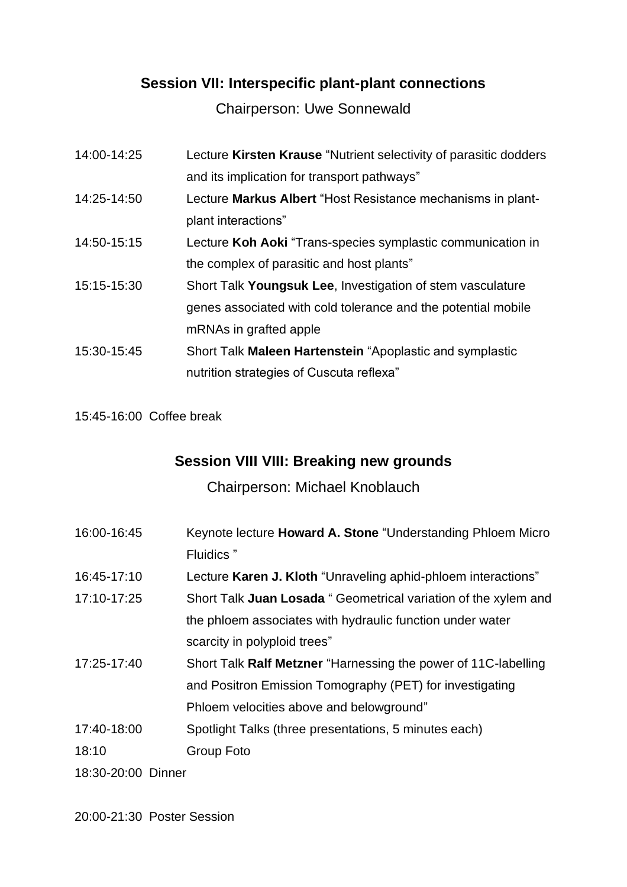## Session VII: Interspecific plant-plant connections

Chairperson: Uwe Sonnewald

| | |
|---|---|
| 14:00-14:25 | Lecture **Kirsten Krause** “Nutrient selectivity of parasitic dodders and its implication for transport pathways” |
| 14:25-14:50 | Lecture **Markus Albert** “Host Resistance mechanisms in plant-plant interactions” |
| 14:50-15:15 | Lecture **Koh Aoki** “Trans-species symplastic communication in the complex of parasitic and host plants” |
| 15:15-15:30 | Short Talk **Youngsuk Lee**, Investigation of stem vasculature genes associated with cold tolerance and the potential mobile mRNAs in grafted apple |
| 15:30-15:45 | Short Talk **Maleen Hartenstein** “Apoplastic and symplastic nutrition strategies of Cuscuta reflexa” |

15:45-16:00 Coffee break

## Session VIII VIII: Breaking new grounds

Chairperson: Michael Knoblauch

| | |
|---|---|
| 16:00-16:45 | Keynote lecture **Howard A. Stone** “Understanding Phloem Micro Fluidics ” |
| 16:45-17:10 | Lecture **Karen J. Kloth** “Unraveling aphid-phloem interactions” |
| 17:10-17:25 | Short Talk **Juan Losada** “ Geometrical variation of the xylem and the phloem associates with hydraulic function under water scarcity in polyploid trees” |
| 17:25-17:40 | Short Talk **Ralf Metzner** “Harnessing the power of 11C-labelling and Positron Emission Tomography (PET) for investigating Phloem velocities above and belowground” |
| 17:40-18:00 | Spotlight Talks (three presentations, 5 minutes each) |
| 18:10 | Group Foto |

18:30-20:00 Dinner

20:00-21:30 Poster Session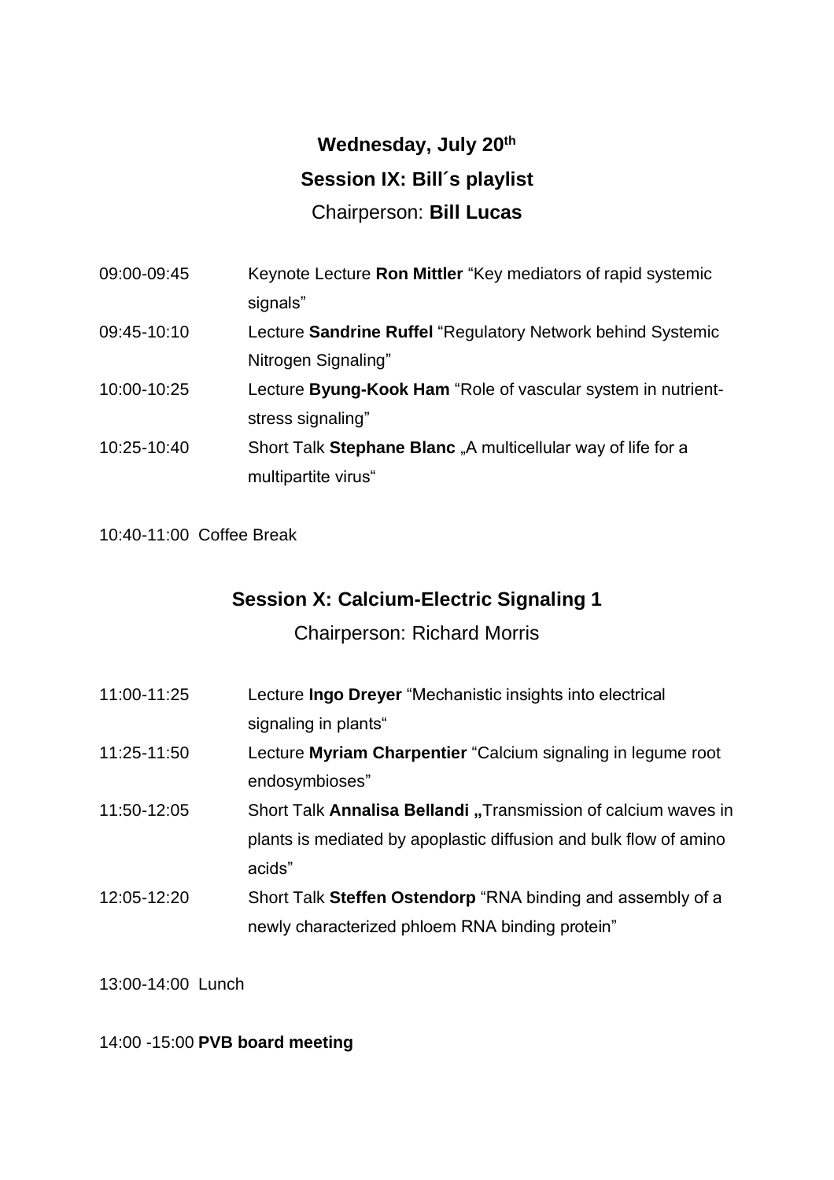## Wednesday, July 20th

## Session IX: Bill´s playlist

Chairperson: **Bill Lucas**

| | |
|---|---|
| 09:00-09:45 | Keynote Lecture **Ron Mittler** "Key mediators of rapid systemic signals" |
| 09:45-10:10 | Lecture **Sandrine Ruffel** "Regulatory Network behind Systemic Nitrogen Signaling" |
| 10:00-10:25 | Lecture **Byung-Kook Ham** "Role of vascular system in nutrient-stress signaling" |
| 10:25-10:40 | Short Talk **Stephane Blanc** „A multicellular way of life for a multipartite virus" |

10:40-11:00 Coffee Break

## Session X: Calcium-Electric Signaling 1

Chairperson: Richard Morris

| | |
|---|---|
| 11:00-11:25 | Lecture **Ingo Dreyer** "Mechanistic insights into electrical signaling in plants" |
| 11:25-11:50 | Lecture **Myriam Charpentier** "Calcium signaling in legume root endosymbioses" |
| 11:50-12:05 | Short Talk **Annalisa Bellandi „**Transmission of calcium waves in plants is mediated by apoplastic diffusion and bulk flow of amino acids" |
| 12:05-12:20 | Short Talk **Steffen Ostendorp** "RNA binding and assembly of a newly characterized phloem RNA binding protein" |

13:00-14:00 Lunch

14:00 -15:00 **PVB board meeting**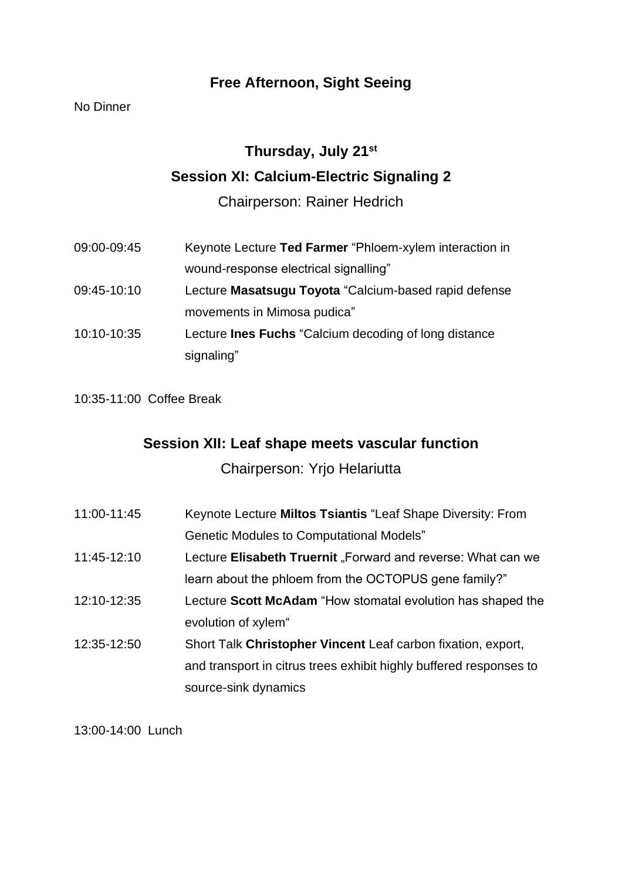## Free Afternoon, Sight Seeing

No Dinner

## Thursday, July 21st

## Session XI: Calcium-Electric Signaling 2

Chairperson: Rainer Hedrich

09:00-09:45 Keynote Lecture **Ted Farmer** "Phloem-xylem interaction in wound-response electrical signalling"

09:45-10:10 Lecture **Masatsugu Toyota** "Calcium-based rapid defense movements in Mimosa pudica"

10:10-10:35 Lecture **Ines Fuchs** "Calcium decoding of long distance signaling"

10:35-11:00 Coffee Break

## Session XII: Leaf shape meets vascular function

Chairperson: Yrjo Helariutta

11:00-11:45 Keynote Lecture **Miltos Tsiantis** "Leaf Shape Diversity: From Genetic Modules to Computational Models"

11:45-12:10 Lecture **Elisabeth Truernit** „Forward and reverse: What can we learn about the phloem from the OCTOPUS gene family?"

12:10-12:35 Lecture **Scott McAdam** "How stomatal evolution has shaped the evolution of xylem"

12:35-12:50 Short Talk **Christopher Vincent** Leaf carbon fixation, export, and transport in citrus trees exhibit highly buffered responses to source-sink dynamics

13:00-14:00 Lunch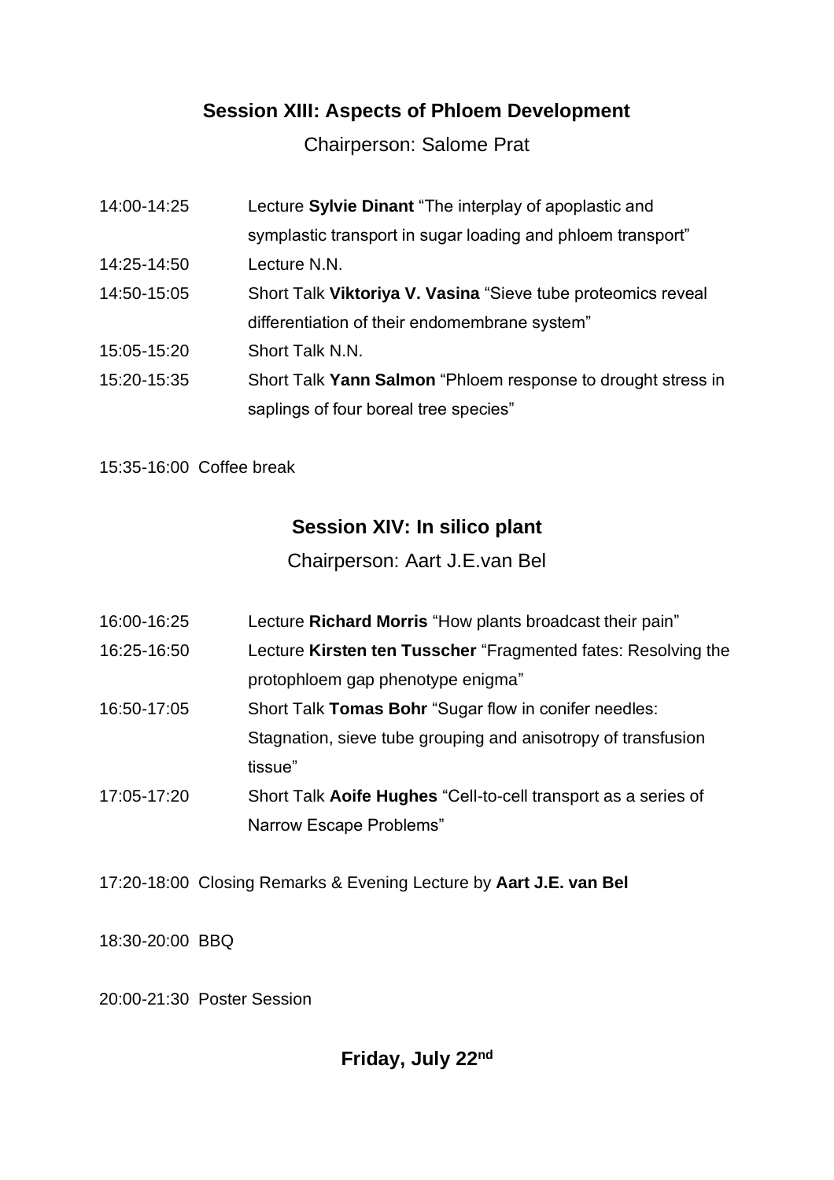## Session XIII: Aspects of Phloem Development

Chairperson: Salome Prat

| | |
|---|---|
| 14:00-14:25 | Lecture **Sylvie Dinant** "The interplay of apoplastic and symplastic transport in sugar loading and phloem transport" |
| 14:25-14:50 | Lecture N.N. |
| 14:50-15:05 | Short Talk **Viktoriya V. Vasina** "Sieve tube proteomics reveal differentiation of their endomembrane system" |
| 15:05-15:20 | Short Talk N.N. |
| 15:20-15:35 | Short Talk **Yann Salmon** "Phloem response to drought stress in saplings of four boreal tree species" |

15:35-16:00 Coffee break

## Session XIV: In silico plant

Chairperson: Aart J.E.van Bel

| | |
|---|---|
| 16:00-16:25 | Lecture **Richard Morris** "How plants broadcast their pain" |
| 16:25-16:50 | Lecture **Kirsten ten Tusscher** "Fragmented fates: Resolving the protophloem gap phenotype enigma" |
| 16:50-17:05 | Short Talk **Tomas Bohr** "Sugar flow in conifer needles: Stagnation, sieve tube grouping and anisotropy of transfusion tissue" |
| 17:05-17:20 | Short Talk **Aoife Hughes** "Cell-to-cell transport as a series of Narrow Escape Problems" |

17:20-18:00 Closing Remarks & Evening Lecture by **Aart J.E. van Bel**

18:30-20:00 BBQ

20:00-21:30 Poster Session

## Friday, July 22nd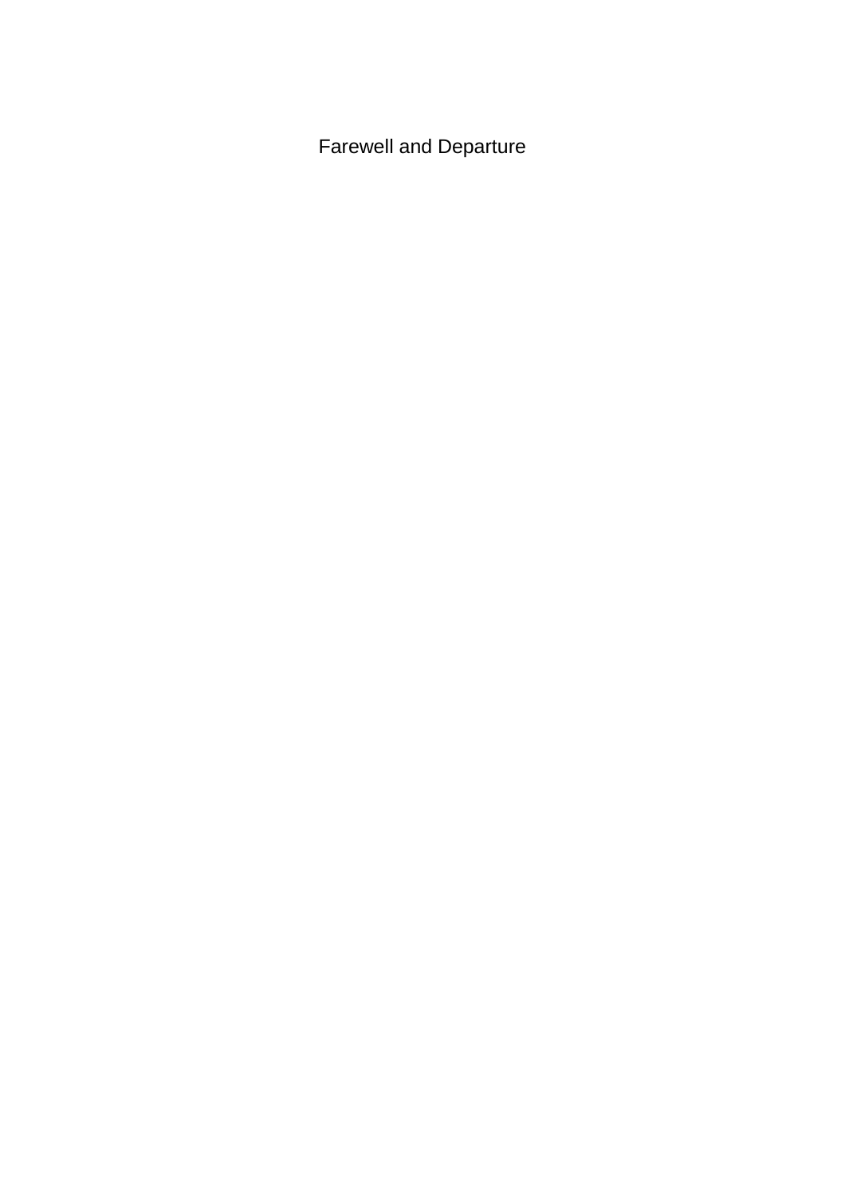Farewell and Departure